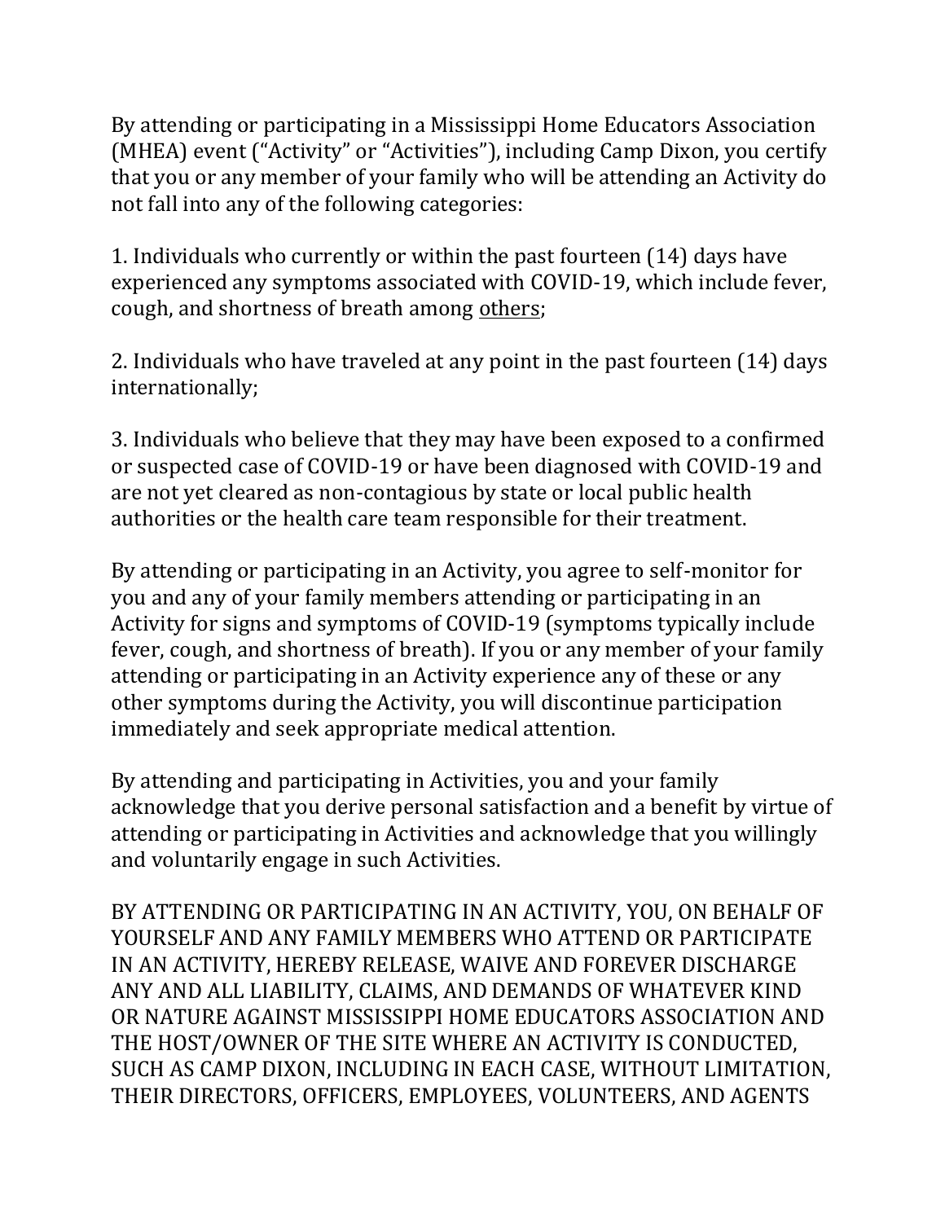By attending or participating in a Mississippi Home Educators Association (MHEA) event ("Activity" or "Activities"), including Camp Dixon, you certify that you or any member of your family who will be attending an Activity do not fall into any of the following categories:

1. Individuals who currently or within the past fourteen (14) days have experienced any symptoms associated with COVID-19, which include fever, cough, and shortness of breath among others;

2. Individuals who have traveled at any point in the past fourteen (14) days internationally;

3. Individuals who believe that they may have been exposed to a confirmed or suspected case of COVID-19 or have been diagnosed with COVID-19 and are not yet cleared as non-contagious by state or local public health authorities or the health care team responsible for their treatment.

By attending or participating in an Activity, you agree to self-monitor for you and any of your family members attending or participating in an Activity for signs and symptoms of COVID-19 (symptoms typically include fever, cough, and shortness of breath). If you or any member of your family attending or participating in an Activity experience any of these or any other symptoms during the Activity, you will discontinue participation immediately and seek appropriate medical attention.

By attending and participating in Activities, you and your family acknowledge that you derive personal satisfaction and a benefit by virtue of attending or participating in Activities and acknowledge that you willingly and voluntarily engage in such Activities.

BY ATTENDING OR PARTICIPATING IN AN ACTIVITY, YOU, ON BEHALF OF YOURSELF AND ANY FAMILY MEMBERS WHO ATTEND OR PARTICIPATE IN AN ACTIVITY, HEREBY RELEASE, WAIVE AND FOREVER DISCHARGE ANY AND ALL LIABILITY, CLAIMS, AND DEMANDS OF WHATEVER KIND OR NATURE AGAINST MISSISSIPPI HOME EDUCATORS ASSOCIATION AND THE HOST/OWNER OF THE SITE WHERE AN ACTIVITY IS CONDUCTED, SUCH AS CAMP DIXON, INCLUDING IN EACH CASE, WITHOUT LIMITATION, THEIR DIRECTORS, OFFICERS, EMPLOYEES, VOLUNTEERS, AND AGENTS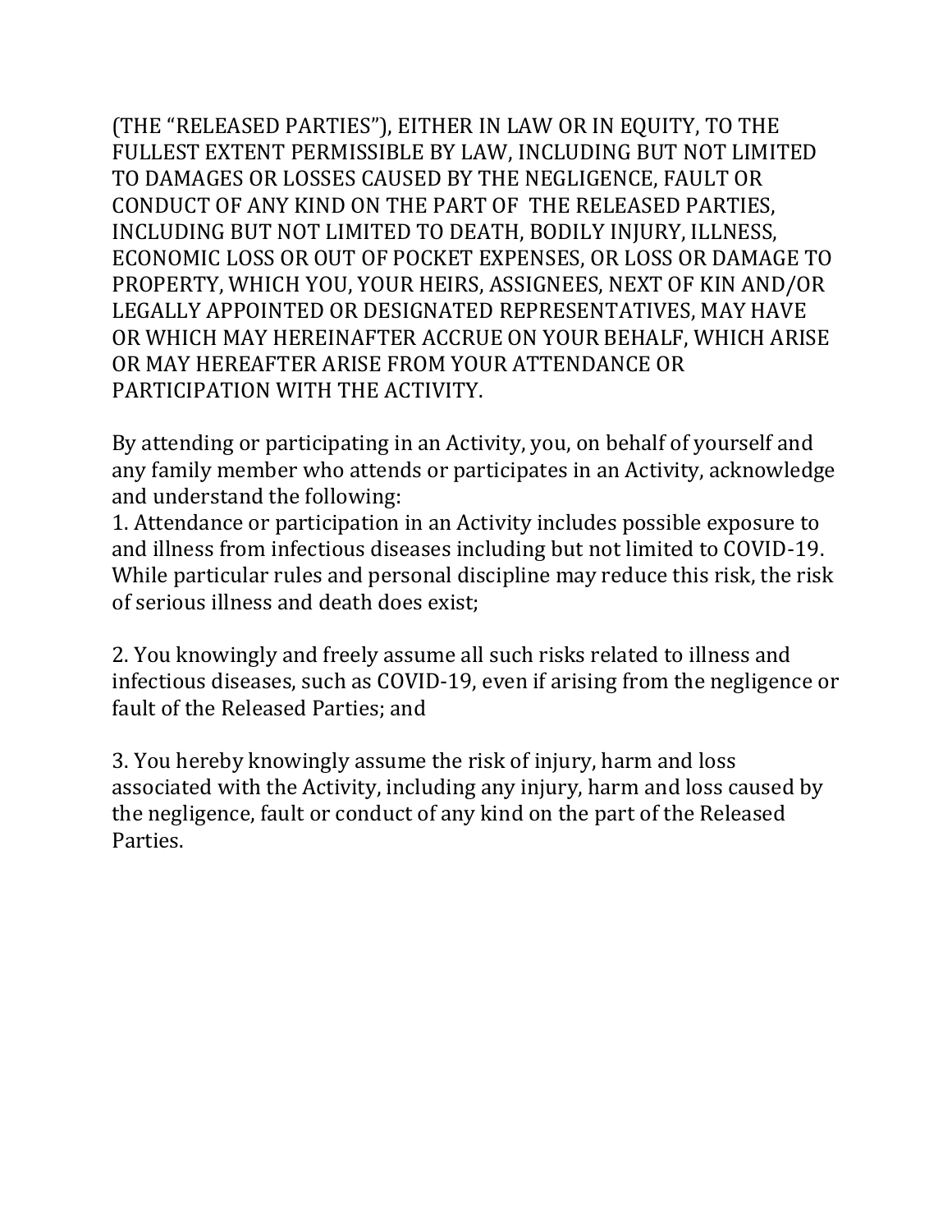(THE "RELEASED PARTIES"), EITHER IN LAW OR IN EQUITY, TO THE FULLEST EXTENT PERMISSIBLE BY LAW, INCLUDING BUT NOT LIMITED TO DAMAGES OR LOSSES CAUSED BY THE NEGLIGENCE, FAULT OR CONDUCT OF ANY KIND ON THE PART OF THE RELEASED PARTIES, INCLUDING BUT NOT LIMITED TO DEATH, BODILY INJURY, ILLNESS, ECONOMIC LOSS OR OUT OF POCKET EXPENSES, OR LOSS OR DAMAGE TO PROPERTY, WHICH YOU, YOUR HEIRS, ASSIGNEES, NEXT OF KIN AND/OR LEGALLY APPOINTED OR DESIGNATED REPRESENTATIVES, MAY HAVE OR WHICH MAY HEREINAFTER ACCRUE ON YOUR BEHALF, WHICH ARISE OR MAY HEREAFTER ARISE FROM YOUR ATTENDANCE OR PARTICIPATION WITH THE ACTIVITY.

By attending or participating in an Activity, you, on behalf of yourself and any family member who attends or participates in an Activity, acknowledge and understand the following:

1. Attendance or participation in an Activity includes possible exposure to and illness from infectious diseases including but not limited to COVID-19. While particular rules and personal discipline may reduce this risk, the risk of serious illness and death does exist;

2. You knowingly and freely assume all such risks related to illness and infectious diseases, such as COVID-19, even if arising from the negligence or fault of the Released Parties; and

3. You hereby knowingly assume the risk of injury, harm and loss associated with the Activity, including any injury, harm and loss caused by the negligence, fault or conduct of any kind on the part of the Released Parties.